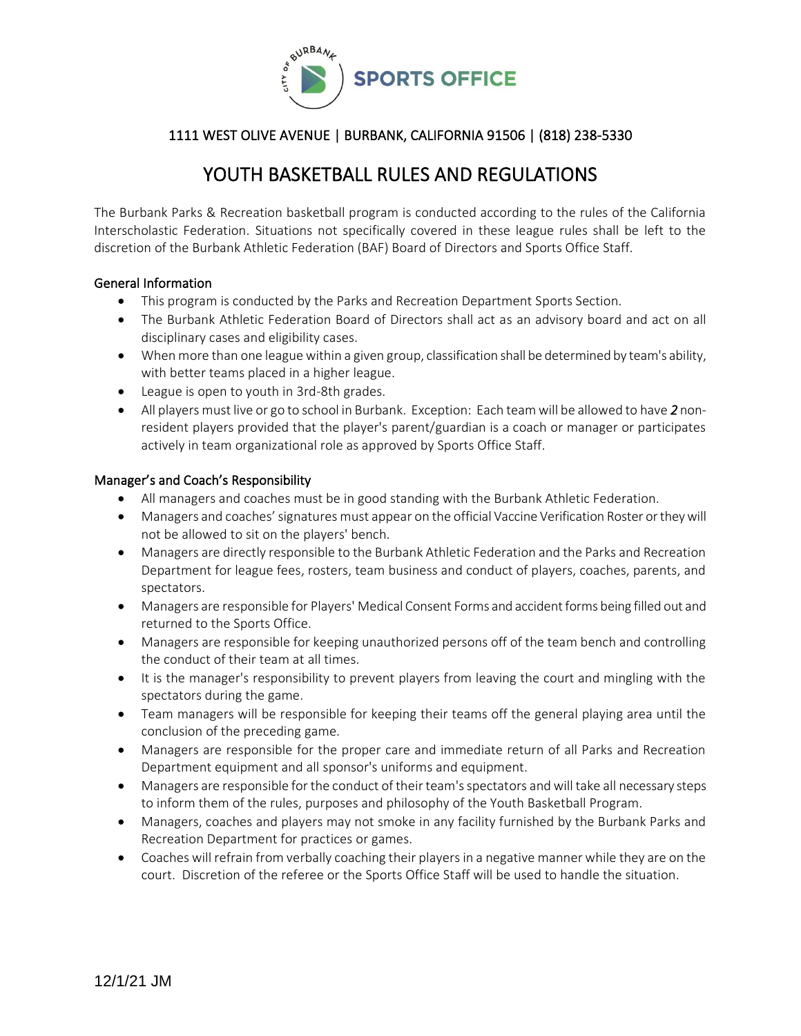SPORTS OFFICE

1111 WEST OLIVE AVENUE | BURBANK, CALIFORNIA 91506 | (818) 238-5330

# YOUTH BASKETBALL RULES AND REGULATIONS

The Burbank Parks & Recreation basketball program is conducted according to the rules of the California Interscholastic Federation. Situations not specifically covered in these league rules shall be left to the discretion of the Burbank Athletic Federation (BAF) Board of Directors and Sports Office Staff.

## General Information

- This program is conducted by the Parks and Recreation Department Sports Section.
- The Burbank Athletic Federation Board of Directors shall act as an advisory board and act on all disciplinary cases and eligibility cases.
- When more than one league within a given group, classification shall be determined by team's ability, with better teams placed in a higher league.
- League is open to youth in 3rd-8th grades.
- All players must live or go to school in Burbank. Exception: Each team will be allowed to have ***2*** non-resident players provided that the player's parent/guardian is a coach or manager or participates actively in team organizational role as approved by Sports Office Staff.

## Manager's and Coach's Responsibility

- All managers and coaches must be in good standing with the Burbank Athletic Federation.
- Managers and coaches' signatures must appear on the official Vaccine Verification Roster or they will not be allowed to sit on the players' bench.
- Managers are directly responsible to the Burbank Athletic Federation and the Parks and Recreation Department for league fees, rosters, team business and conduct of players, coaches, parents, and spectators.
- Managers are responsible for Players' Medical Consent Forms and accident forms being filled out and returned to the Sports Office.
- Managers are responsible for keeping unauthorized persons off of the team bench and controlling the conduct of their team at all times.
- It is the manager's responsibility to prevent players from leaving the court and mingling with the spectators during the game.
- Team managers will be responsible for keeping their teams off the general playing area until the conclusion of the preceding game.
- Managers are responsible for the proper care and immediate return of all Parks and Recreation Department equipment and all sponsor's uniforms and equipment.
- Managers are responsible for the conduct of their team's spectators and will take all necessary steps to inform them of the rules, purposes and philosophy of the Youth Basketball Program.
- Managers, coaches and players may not smoke in any facility furnished by the Burbank Parks and Recreation Department for practices or games.
- Coaches will refrain from verbally coaching their players in a negative manner while they are on the court. Discretion of the referee or the Sports Office Staff will be used to handle the situation.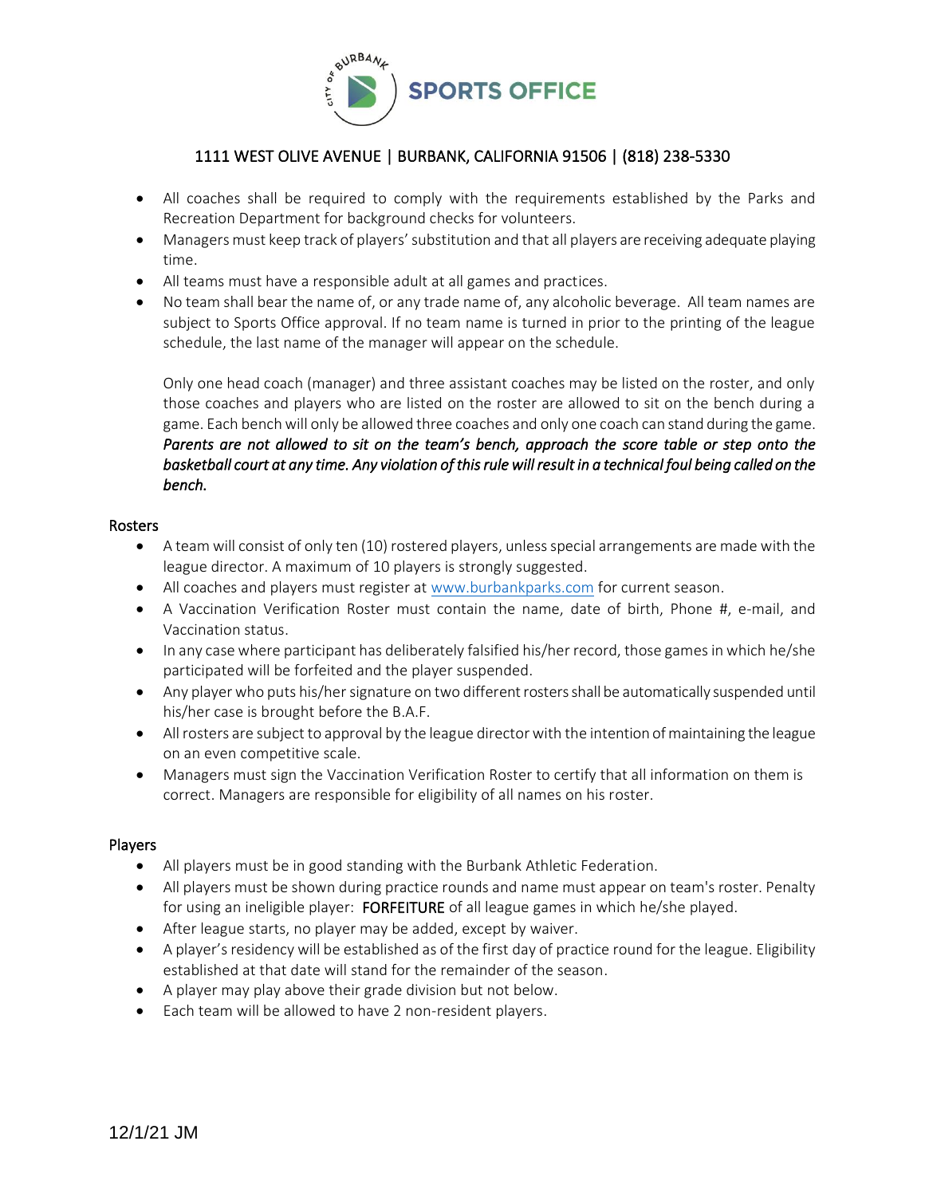- All coaches shall be required to comply with the requirements established by the Parks and Recreation Department for background checks for volunteers.
- Managers must keep track of players' substitution and that all players are receiving adequate playing time.
- All teams must have a responsible adult at all games and practices.
- No team shall bear the name of, or any trade name of, any alcoholic beverage. All team names are subject to Sports Office approval. If no team name is turned in prior to the printing of the league schedule, the last name of the manager will appear on the schedule.

  Only one head coach (manager) and three assistant coaches may be listed on the roster, and only those coaches and players who are listed on the roster are allowed to sit on the bench during a game. Each bench will only be allowed three coaches and only one coach can stand during the game. ***Parents are not allowed to sit on the team's bench, approach the score table or step onto the basketball court at any time. Any violation of this rule will result in a technical foul being called on the bench.***

## Rosters

- A team will consist of only ten (10) rostered players, unless special arrangements are made with the league director. A maximum of 10 players is strongly suggested.
- All coaches and players must register at www.burbankparks.com for current season.
- A Vaccination Verification Roster must contain the name, date of birth, Phone #, e-mail, and Vaccination status.
- In any case where participant has deliberately falsified his/her record, those games in which he/she participated will be forfeited and the player suspended.
- Any player who puts his/her signature on two different rosters shall be automatically suspended until his/her case is brought before the B.A.F.
- All rosters are subject to approval by the league director with the intention of maintaining the league on an even competitive scale.
- Managers must sign the Vaccination Verification Roster to certify that all information on them is correct. Managers are responsible for eligibility of all names on his roster.

## Players

- All players must be in good standing with the Burbank Athletic Federation.
- All players must be shown during practice rounds and name must appear on team's roster. Penalty for using an ineligible player: FORFEITURE of all league games in which he/she played.
- After league starts, no player may be added, except by waiver.
- A player's residency will be established as of the first day of practice round for the league. Eligibility established at that date will stand for the remainder of the season.
- A player may play above their grade division but not below.
- Each team will be allowed to have 2 non-resident players.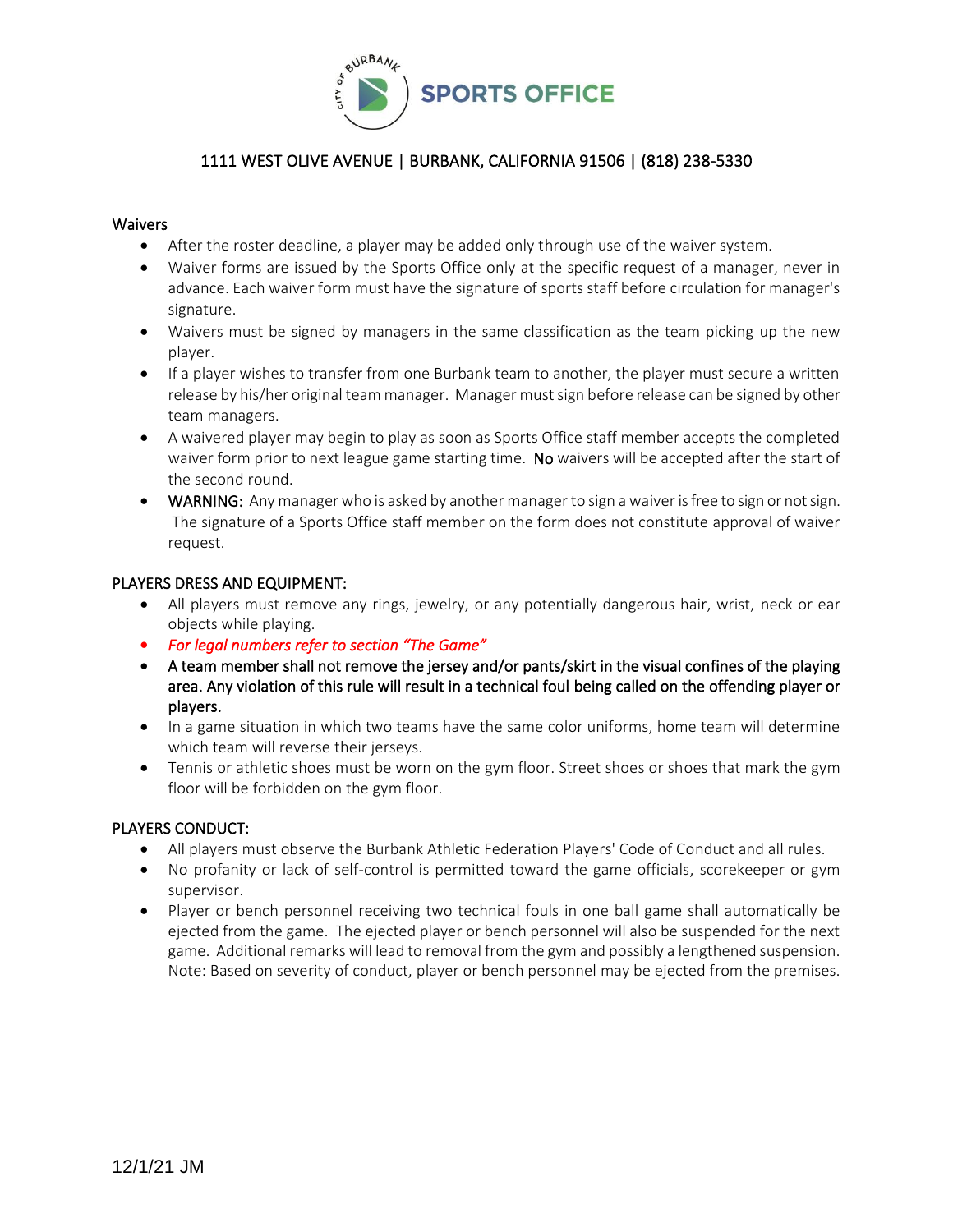# SPORTS OFFICE

1111 WEST OLIVE AVENUE | BURBANK, CALIFORNIA 91506 | (818) 238-5330

## Waivers

- After the roster deadline, a player may be added only through use of the waiver system.
- Waiver forms are issued by the Sports Office only at the specific request of a manager, never in advance. Each waiver form must have the signature of sports staff before circulation for manager's signature.
- Waivers must be signed by managers in the same classification as the team picking up the new player.
- If a player wishes to transfer from one Burbank team to another, the player must secure a written release by his/her original team manager. Manager must sign before release can be signed by other team managers.
- A waivered player may begin to play as soon as Sports Office staff member accepts the completed waiver form prior to next league game starting time. No waivers will be accepted after the start of the second round.
- WARNING: Any manager who is asked by another manager to sign a waiver is free to sign or not sign. The signature of a Sports Office staff member on the form does not constitute approval of waiver request.

## PLAYERS DRESS AND EQUIPMENT:

- All players must remove any rings, jewelry, or any potentially dangerous hair, wrist, neck or ear objects while playing.
- *For legal numbers refer to section "The Game"*
- **A team member shall not remove the jersey and/or pants/skirt in the visual confines of the playing area. Any violation of this rule will result in a technical foul being called on the offending player or players.**
- In a game situation in which two teams have the same color uniforms, home team will determine which team will reverse their jerseys.
- Tennis or athletic shoes must be worn on the gym floor. Street shoes or shoes that mark the gym floor will be forbidden on the gym floor.

## PLAYERS CONDUCT:

- All players must observe the Burbank Athletic Federation Players' Code of Conduct and all rules.
- No profanity or lack of self-control is permitted toward the game officials, scorekeeper or gym supervisor.
- Player or bench personnel receiving two technical fouls in one ball game shall automatically be ejected from the game. The ejected player or bench personnel will also be suspended for the next game. Additional remarks will lead to removal from the gym and possibly a lengthened suspension. Note: Based on severity of conduct, player or bench personnel may be ejected from the premises.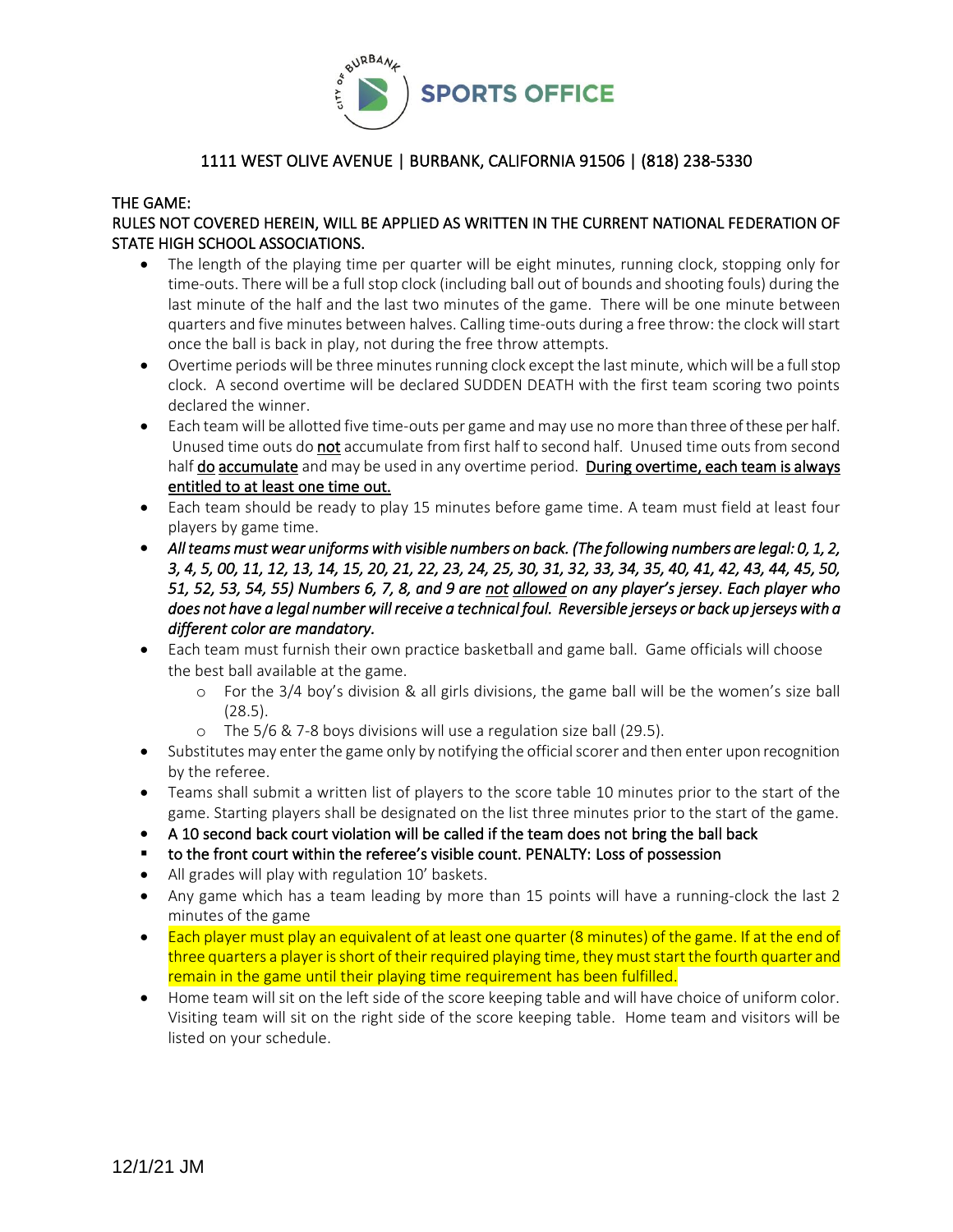SPORTS OFFICE

1111 WEST OLIVE AVENUE | BURBANK, CALIFORNIA 91506 | (818) 238-5330

THE GAME:

RULES NOT COVERED HEREIN, WILL BE APPLIED AS WRITTEN IN THE CURRENT NATIONAL FEDERATION OF STATE HIGH SCHOOL ASSOCIATIONS.

- The length of the playing time per quarter will be eight minutes, running clock, stopping only for time-outs. There will be a full stop clock (including ball out of bounds and shooting fouls) during the last minute of the half and the last two minutes of the game. There will be one minute between quarters and five minutes between halves. Calling time-outs during a free throw: the clock will start once the ball is back in play, not during the free throw attempts.
- Overtime periods will be three minutes running clock except the last minute, which will be a full stop clock. A second overtime will be declared SUDDEN DEATH with the first team scoring two points declared the winner.
- Each team will be allotted five time-outs per game and may use no more than three of these per half. Unused time outs do <u>not</u> accumulate from first half to second half. Unused time outs from second half <u>do accumulate</u> and may be used in any overtime period. <u>During overtime, each team is always entitled to at least one time out.</u>
- Each team should be ready to play 15 minutes before game time. A team must field at least four players by game time.
- *All teams must wear uniforms with visible numbers on back. (The following numbers are legal: 0, 1, 2, 3, 4, 5, 00, 11, 12, 13, 14, 15, 20, 21, 22, 23, 24, 25, 30, 31, 32, 33, 34, 35, 40, 41, 42, 43, 44, 45, 50, 51, 52, 53, 54, 55) Numbers 6, 7, 8, and 9 are <u>not allowed</u> on any player's jersey. Each player who does not have a legal number will receive a technical foul. Reversible jerseys or back up jerseys with a different color are mandatory.*
- Each team must furnish their own practice basketball and game ball. Game officials will choose the best ball available at the game.
  - For the 3/4 boy's division & all girls divisions, the game ball will be the women's size ball (28.5).
  - The 5/6 & 7-8 boys divisions will use a regulation size ball (29.5).
- Substitutes may enter the game only by notifying the official scorer and then enter upon recognition by the referee.
- Teams shall submit a written list of players to the score table 10 minutes prior to the start of the game. Starting players shall be designated on the list three minutes prior to the start of the game.
- A 10 second back court violation will be called if the team does not bring the ball back
- to the front court within the referee's visible count. PENALTY: Loss of possession
- All grades will play with regulation 10' baskets.
- Any game which has a team leading by more than 15 points will have a running-clock the last 2 minutes of the game
- Each player must play an equivalent of at least one quarter (8 minutes) of the game. If at the end of three quarters a player is short of their required playing time, they must start the fourth quarter and remain in the game until their playing time requirement has been fulfilled.
- Home team will sit on the left side of the score keeping table and will have choice of uniform color. Visiting team will sit on the right side of the score keeping table. Home team and visitors will be listed on your schedule.

12/1/21 JM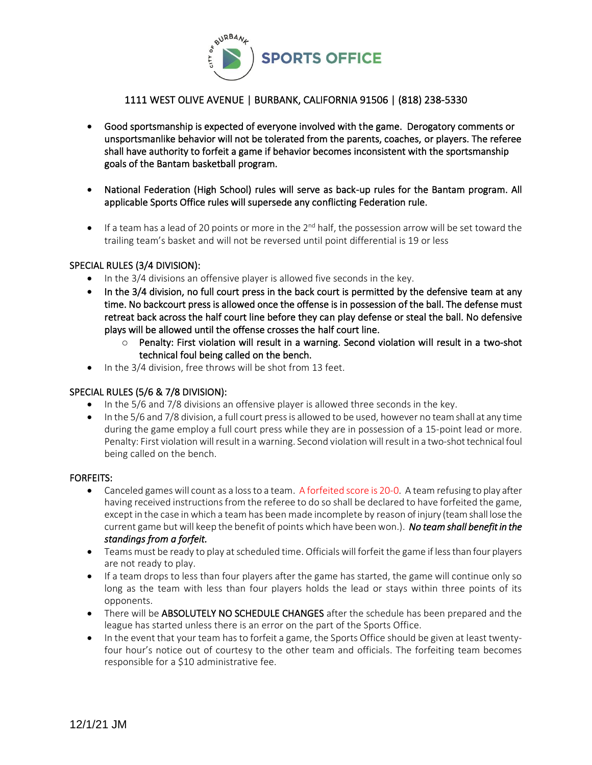- Good sportsmanship is expected of everyone involved with the game. Derogatory comments or unsportsmanlike behavior will not be tolerated from the parents, coaches, or players. The referee shall have authority to forfeit a game if behavior becomes inconsistent with the sportsmanship goals of the Bantam basketball program.

- National Federation (High School) rules will serve as back-up rules for the Bantam program. All applicable Sports Office rules will supersede any conflicting Federation rule.

- If a team has a lead of 20 points or more in the 2nd half, the possession arrow will be set toward the trailing team's basket and will not be reversed until point differential is 19 or less

SPECIAL RULES (3/4 DIVISION):

- In the 3/4 divisions an offensive player is allowed five seconds in the key.
- In the 3/4 division, no full court press in the back court is permitted by the defensive team at any time. No backcourt press is allowed once the offense is in possession of the ball. The defense must retreat back across the half court line before they can play defense or steal the ball. No defensive plays will be allowed until the offense crosses the half court line.
  - Penalty: First violation will result in a warning. Second violation will result in a two-shot technical foul being called on the bench.
- In the 3/4 division, free throws will be shot from 13 feet.

SPECIAL RULES (5/6 & 7/8 DIVISION):

- In the 5/6 and 7/8 divisions an offensive player is allowed three seconds in the key.
- In the 5/6 and 7/8 division, a full court press is allowed to be used, however no team shall at any time during the game employ a full court press while they are in possession of a 15-point lead or more. Penalty: First violation will result in a warning. Second violation will result in a two-shot technical foul being called on the bench.

FORFEITS:

- Canceled games will count as a loss to a team. A forfeited score is 20-0. A team refusing to play after having received instructions from the referee to do so shall be declared to have forfeited the game, except in the case in which a team has been made incomplete by reason of injury (team shall lose the current game but will keep the benefit of points which have been won.). ***No team shall benefit in the standings from a forfeit.***
- Teams must be ready to play at scheduled time. Officials will forfeit the game if less than four players are not ready to play.
- If a team drops to less than four players after the game has started, the game will continue only so long as the team with less than four players holds the lead or stays within three points of its opponents.
- There will be ABSOLUTELY NO SCHEDULE CHANGES after the schedule has been prepared and the league has started unless there is an error on the part of the Sports Office.
- In the event that your team has to forfeit a game, the Sports Office should be given at least twenty-four hour's notice out of courtesy to the other team and officials. The forfeiting team becomes responsible for a $10 administrative fee.

12/1/21 JM